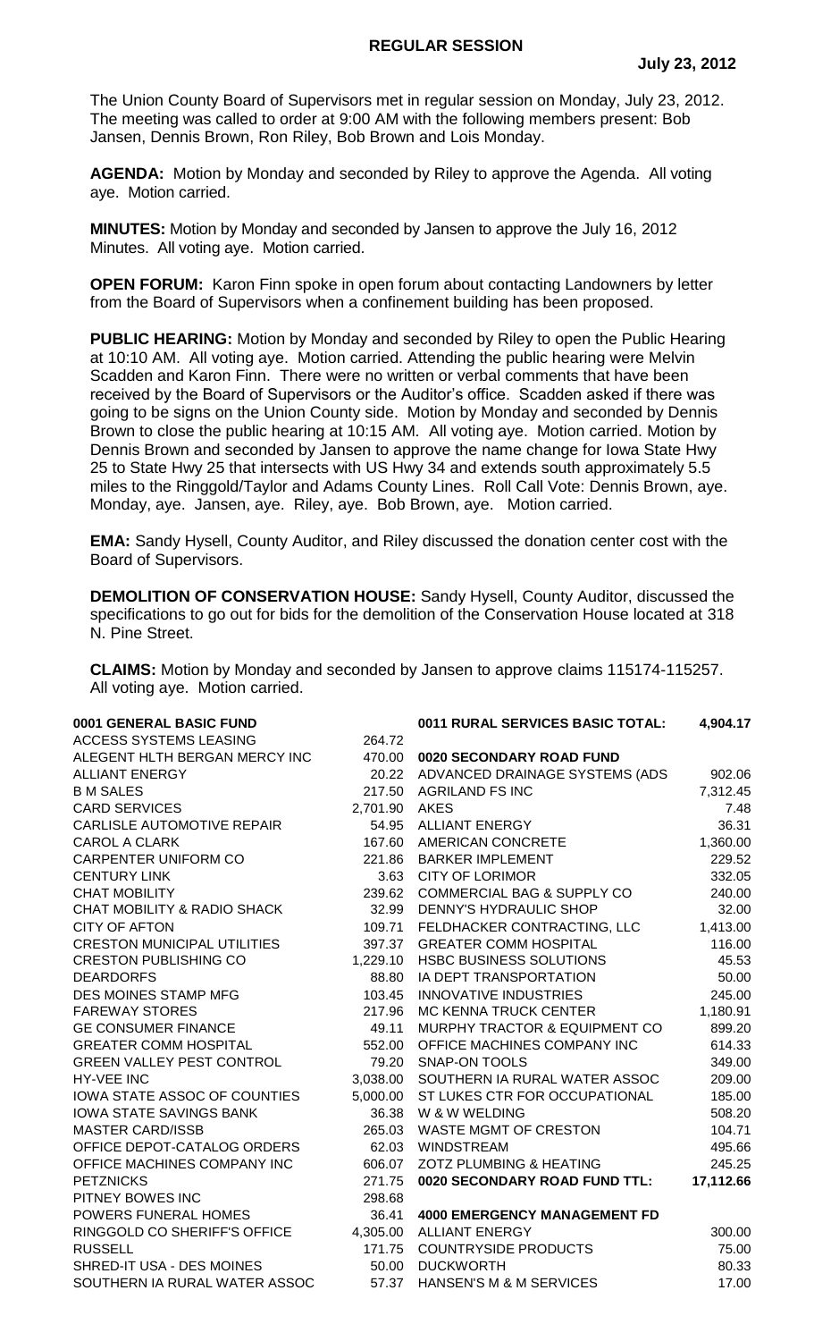# REGULAR SESSION

**July 23, 2012**

The Union County Board of Supervisors met in regular session on Monday, July 23, 2012. The meeting was called to order at 9:00 AM with the following members present: Bob Jansen, Dennis Brown, Ron Riley, Bob Brown and Lois Monday.

**AGENDA:** Motion by Monday and seconded by Riley to approve the Agenda. All voting aye. Motion carried.

**MINUTES:** Motion by Monday and seconded by Jansen to approve the July 16, 2012 Minutes. All voting aye. Motion carried.

**OPEN FORUM:** Karon Finn spoke in open forum about contacting Landowners by letter from the Board of Supervisors when a confinement building has been proposed.

**PUBLIC HEARING:** Motion by Monday and seconded by Riley to open the Public Hearing at 10:10 AM. All voting aye. Motion carried. Attending the public hearing were Melvin Scadden and Karon Finn. There were no written or verbal comments that have been received by the Board of Supervisors or the Auditor's office. Scadden asked if there was going to be signs on the Union County side. Motion by Monday and seconded by Dennis Brown to close the public hearing at 10:15 AM. All voting aye. Motion carried. Motion by Dennis Brown and seconded by Jansen to approve the name change for Iowa State Hwy 25 to State Hwy 25 that intersects with US Hwy 34 and extends south approximately 5.5 miles to the Ringgold/Taylor and Adams County Lines. Roll Call Vote: Dennis Brown, aye. Monday, aye. Jansen, aye. Riley, aye. Bob Brown, aye. Motion carried.

**EMA:** Sandy Hysell, County Auditor, and Riley discussed the donation center cost with the Board of Supervisors.

**DEMOLITION OF CONSERVATION HOUSE:** Sandy Hysell, County Auditor, discussed the specifications to go out for bids for the demolition of the Conservation House located at 318 N. Pine Street.

**CLAIMS:** Motion by Monday and seconded by Jansen to approve claims 115174-115257. All voting aye. Motion carried.

| **0001 GENERAL BASIC FUND** | |
|---|---|
| ACCESS SYSTEMS LEASING | 264.72 |
| ALEGENT HLTH BERGAN MERCY INC | 470.00 |
| ALLIANT ENERGY | 20.22 |
| B M SALES | 217.50 |
| CARD SERVICES | 2,701.90 |
| CARLISLE AUTOMOTIVE REPAIR | 54.95 |
| CAROL A CLARK | 167.60 |
| CARPENTER UNIFORM CO | 221.86 |
| CENTURY LINK | 3.63 |
| CHAT MOBILITY | 239.62 |
| CHAT MOBILITY & RADIO SHACK | 32.99 |
| CITY OF AFTON | 109.71 |
| CRESTON MUNICIPAL UTILITIES | 397.37 |
| CRESTON PUBLISHING CO | 1,229.10 |
| DEARDORFS | 88.80 |
| DES MOINES STAMP MFG | 103.45 |
| FAREWAY STORES | 217.96 |
| GE CONSUMER FINANCE | 49.11 |
| GREATER COMM HOSPITAL | 552.00 |
| GREEN VALLEY PEST CONTROL | 79.20 |
| HY-VEE INC | 3,038.00 |
| IOWA STATE ASSOC OF COUNTIES | 5,000.00 |
| IOWA STATE SAVINGS BANK | 36.38 |
| MASTER CARD/ISSB | 265.03 |
| OFFICE DEPOT-CATALOG ORDERS | 62.03 |
| OFFICE MACHINES COMPANY INC | 606.07 |
| PETZNICKS | 271.75 |
| PITNEY BOWES INC | 298.68 |
| POWERS FUNERAL HOMES | 36.41 |
| RINGGOLD CO SHERIFF'S OFFICE | 4,305.00 |
| RUSSELL | 171.75 |
| SHRED-IT USA - DES MOINES | 50.00 |
| SOUTHERN IA RURAL WATER ASSOC | 57.37 |

| **0011 RURAL SERVICES BASIC TOTAL:** | **4,904.17** |
|---|---|
| **0020 SECONDARY ROAD FUND** | |
| ADVANCED DRAINAGE SYSTEMS (ADS | 902.06 |
| AGRILAND FS INC | 7,312.45 |
| AKES | 7.48 |
| ALLIANT ENERGY | 36.31 |
| AMERICAN CONCRETE | 1,360.00 |
| BARKER IMPLEMENT | 229.52 |
| CITY OF LORIMOR | 332.05 |
| COMMERCIAL BAG & SUPPLY CO | 240.00 |
| DENNY'S HYDRAULIC SHOP | 32.00 |
| FELDHACKER CONTRACTING, LLC | 1,413.00 |
| GREATER COMM HOSPITAL | 116.00 |
| HSBC BUSINESS SOLUTIONS | 45.53 |
| IA DEPT TRANSPORTATION | 50.00 |
| INNOVATIVE INDUSTRIES | 245.00 |
| MC KENNA TRUCK CENTER | 1,180.91 |
| MURPHY TRACTOR & EQUIPMENT CO | 899.20 |
| OFFICE MACHINES COMPANY INC | 614.33 |
| SNAP-ON TOOLS | 349.00 |
| SOUTHERN IA RURAL WATER ASSOC | 209.00 |
| ST LUKES CTR FOR OCCUPATIONAL | 185.00 |
| W & W WELDING | 508.20 |
| WASTE MGMT OF CRESTON | 104.71 |
| WINDSTREAM | 495.66 |
| ZOTZ PLUMBING & HEATING | 245.25 |
| **0020 SECONDARY ROAD FUND TTL:** | **17,112.66** |
| **4000 EMERGENCY MANAGEMENT FD** | |
| ALLIANT ENERGY | 300.00 |
| COUNTRYSIDE PRODUCTS | 75.00 |
| DUCKWORTH | 80.33 |
| HANSEN'S M & M SERVICES | 17.00 |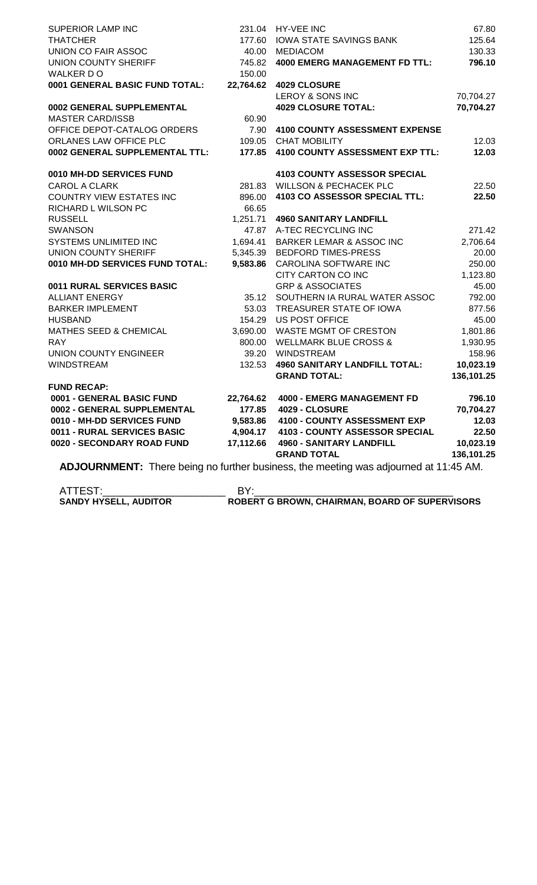| | |
|---|---|
| SUPERIOR LAMP INC | 231.04 |
| THATCHER | 177.60 |
| UNION CO FAIR ASSOC | 40.00 |
| UNION COUNTY SHERIFF | 745.82 |
| WALKER D O | 150.00 |
| **0001 GENERAL BASIC FUND TOTAL:** | **22,764.62** |
| | |
| **0002 GENERAL SUPPLEMENTAL** | |
| MASTER CARD/ISSB | 60.90 |
| OFFICE DEPOT-CATALOG ORDERS | 7.90 |
| ORLANES LAW OFFICE PLC | 109.05 |
| **0002 GENERAL SUPPLEMENTAL TTL:** | **177.85** |
| | |
| **0010 MH-DD SERVICES FUND** | |
| CAROL A CLARK | 281.83 |
| COUNTRY VIEW ESTATES INC | 896.00 |
| RICHARD L WILSON PC | 66.65 |
| RUSSELL | 1,251.71 |
| SWANSON | 47.87 |
| SYSTEMS UNLIMITED INC | 1,694.41 |
| UNION COUNTY SHERIFF | 5,345.39 |
| **0010 MH-DD SERVICES FUND TOTAL:** | **9,583.86** |
| | |
| **0011 RURAL SERVICES BASIC** | |
| ALLIANT ENERGY | 35.12 |
| BARKER IMPLEMENT | 53.03 |
| HUSBAND | 154.29 |
| MATHES SEED & CHEMICAL | 3,690.00 |
| RAY | 800.00 |
| UNION COUNTY ENGINEER | 39.20 |
| WINDSTREAM | 132.53 |
| HY-VEE INC | 67.80 |
| IOWA STATE SAVINGS BANK | 125.64 |
| MEDIACOM | 130.33 |
| **4000 EMERG MANAGEMENT FD TTL:** | **796.10** |
| | |
| **4029 CLOSURE** | |
| LEROY & SONS INC | 70,704.27 |
| **4029 CLOSURE TOTAL:** | **70,704.27** |
| | |
| **4100 COUNTY ASSESSMENT EXPENSE** | |
| CHAT MOBILITY | 12.03 |
| **4100 COUNTY ASSESSMENT EXP TTL:** | **12.03** |
| | |
| **4103 COUNTY ASSESSOR SPECIAL** | |
| WILLSON & PECHACEK PLC | 22.50 |
| **4103 CO ASSESSOR SPECIAL TTL:** | **22.50** |
| | |
| **4960 SANITARY LANDFILL** | |
| A-TEC RECYCLING INC | 271.42 |
| BARKER LEMAR & ASSOC INC | 2,706.64 |
| BEDFORD TIMES-PRESS | 20.00 |
| CAROLINA SOFTWARE INC | 250.00 |
| CITY CARTON CO INC | 1,123.80 |
| GRP & ASSOCIATES | 45.00 |
| SOUTHERN IA RURAL WATER ASSOC | 792.00 |
| TREASURER STATE OF IOWA | 877.56 |
| US POST OFFICE | 45.00 |
| WASTE MGMT OF CRESTON | 1,801.86 |
| WELLMARK BLUE CROSS & | 1,930.95 |
| WINDSTREAM | 158.96 |
| **4960 SANITARY LANDFILL TOTAL:** | **10,023.19** |
| **GRAND TOTAL:** | **136,101.25** |

**FUND RECAP:**

| | |
|---|---|
| **0001 - GENERAL BASIC FUND** | **22,764.62** |
| **0002 - GENERAL SUPPLEMENTAL** | **177.85** |
| **0010 - MH-DD SERVICES FUND** | **9,583.86** |
| **0011 - RURAL SERVICES BASIC** | **4,904.17** |
| **0020 - SECONDARY ROAD FUND** | **17,112.66** |
| **4000 - EMERG MANAGEMENT FD** | **796.10** |
| **4029 - CLOSURE** | **70,704.27** |
| **4100 - COUNTY ASSESSMENT EXP** | **12.03** |
| **4103 - COUNTY ASSESSOR SPECIAL** | **22.50** |
| **4960 - SANITARY LANDFILL** | **10,023.19** |
| **GRAND TOTAL** | **136,101.25** |

**ADJOURNMENT:** There being no further business, the meeting was adjourned at 11:45 AM.

ATTEST:______________________ BY:____________________________________

**SANDY HYSELL, AUDITOR** **ROBERT G BROWN, CHAIRMAN, BOARD OF SUPERVISORS**